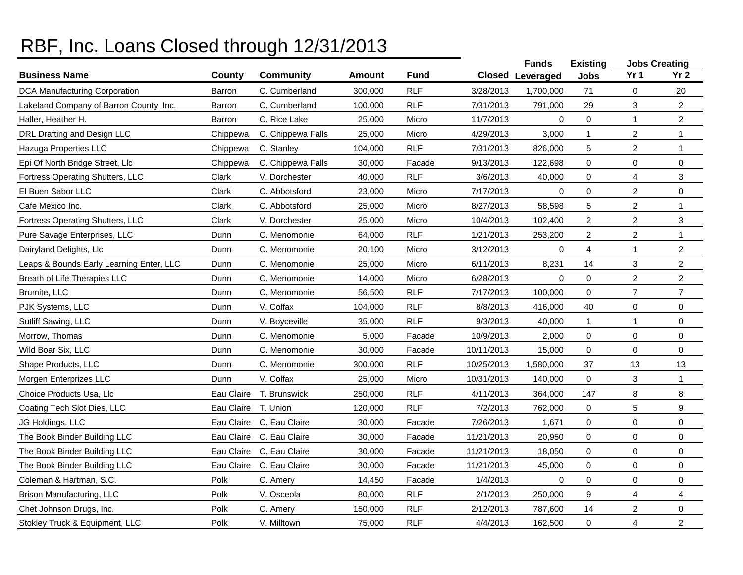# RBF, Inc. Loans Closed through 12/31/2013

| Business Name | County | Community | Amount | Fund | Closed | Funds Leveraged | Existing Jobs | Jobs Creating Yr 1 | Jobs Creating Yr 2 |
|---|---|---|---|---|---|---|---|---|---|
| DCA Manufacturing Corporation | Barron | C. Cumberland | 300,000 | RLF | 3/28/2013 | 1,700,000 | 71 | 0 | 20 |
| Lakeland Company of Barron County, Inc. | Barron | C. Cumberland | 100,000 | RLF | 7/31/2013 | 791,000 | 29 | 3 | 2 |
| Haller, Heather H. | Barron | C. Rice Lake | 25,000 | Micro | 11/7/2013 | 0 | 0 | 1 | 2 |
| DRL Drafting and Design LLC | Chippewa | C. Chippewa Falls | 25,000 | Micro | 4/29/2013 | 3,000 | 1 | 2 | 1 |
| Hazuga Properties LLC | Chippewa | C. Stanley | 104,000 | RLF | 7/31/2013 | 826,000 | 5 | 2 | 1 |
| Epi Of North Bridge Street, Llc | Chippewa | C. Chippewa Falls | 30,000 | Facade | 9/13/2013 | 122,698 | 0 | 0 | 0 |
| Fortress Operating Shutters, LLC | Clark | V. Dorchester | 40,000 | RLF | 3/6/2013 | 40,000 | 0 | 4 | 3 |
| El Buen Sabor LLC | Clark | C. Abbotsford | 23,000 | Micro | 7/17/2013 | 0 | 0 | 2 | 0 |
| Cafe Mexico Inc. | Clark | C. Abbotsford | 25,000 | Micro | 8/27/2013 | 58,598 | 5 | 2 | 1 |
| Fortress Operating Shutters, LLC | Clark | V. Dorchester | 25,000 | Micro | 10/4/2013 | 102,400 | 2 | 2 | 3 |
| Pure Savage Enterprises, LLC | Dunn | C. Menomonie | 64,000 | RLF | 1/21/2013 | 253,200 | 2 | 2 | 1 |
| Dairyland Delights, Llc | Dunn | C. Menomonie | 20,100 | Micro | 3/12/2013 | 0 | 4 | 1 | 2 |
| Leaps & Bounds Early Learning Enter, LLC | Dunn | C. Menomonie | 25,000 | Micro | 6/11/2013 | 8,231 | 14 | 3 | 2 |
| Breath of Life Therapies LLC | Dunn | C. Menomonie | 14,000 | Micro | 6/28/2013 | 0 | 0 | 2 | 2 |
| Brumite, LLC | Dunn | C. Menomonie | 56,500 | RLF | 7/17/2013 | 100,000 | 0 | 7 | 7 |
| PJK Systems, LLC | Dunn | V. Colfax | 104,000 | RLF | 8/8/2013 | 416,000 | 40 | 0 | 0 |
| Sutliff Sawing, LLC | Dunn | V. Boyceville | 35,000 | RLF | 9/3/2013 | 40,000 | 1 | 1 | 0 |
| Morrow, Thomas | Dunn | C. Menomonie | 5,000 | Facade | 10/9/2013 | 2,000 | 0 | 0 | 0 |
| Wild Boar Six, LLC | Dunn | C. Menomonie | 30,000 | Facade | 10/11/2013 | 15,000 | 0 | 0 | 0 |
| Shape Products, LLC | Dunn | C. Menomonie | 300,000 | RLF | 10/25/2013 | 1,580,000 | 37 | 13 | 13 |
| Morgen Enterprizes LLC | Dunn | V. Colfax | 25,000 | Micro | 10/31/2013 | 140,000 | 0 | 3 | 1 |
| Choice Products Usa, Llc | Eau Claire | T. Brunswick | 250,000 | RLF | 4/11/2013 | 364,000 | 147 | 8 | 8 |
| Coating Tech Slot Dies, LLC | Eau Claire | T. Union | 120,000 | RLF | 7/2/2013 | 762,000 | 0 | 5 | 9 |
| JG Holdings, LLC | Eau Claire | C. Eau Claire | 30,000 | Facade | 7/26/2013 | 1,671 | 0 | 0 | 0 |
| The Book Binder Building LLC | Eau Claire | C. Eau Claire | 30,000 | Facade | 11/21/2013 | 20,950 | 0 | 0 | 0 |
| The Book Binder Building LLC | Eau Claire | C. Eau Claire | 30,000 | Facade | 11/21/2013 | 18,050 | 0 | 0 | 0 |
| The Book Binder Building LLC | Eau Claire | C. Eau Claire | 30,000 | Facade | 11/21/2013 | 45,000 | 0 | 0 | 0 |
| Coleman & Hartman, S.C. | Polk | C. Amery | 14,450 | Facade | 1/4/2013 | 0 | 0 | 0 | 0 |
| Brison Manufacturing, LLC | Polk | V. Osceola | 80,000 | RLF | 2/1/2013 | 250,000 | 9 | 4 | 4 |
| Chet Johnson Drugs, Inc. | Polk | C. Amery | 150,000 | RLF | 2/12/2013 | 787,600 | 14 | 2 | 0 |
| Stokley Truck & Equipment, LLC | Polk | V. Milltown | 75,000 | RLF | 4/4/2013 | 162,500 | 0 | 4 | 2 |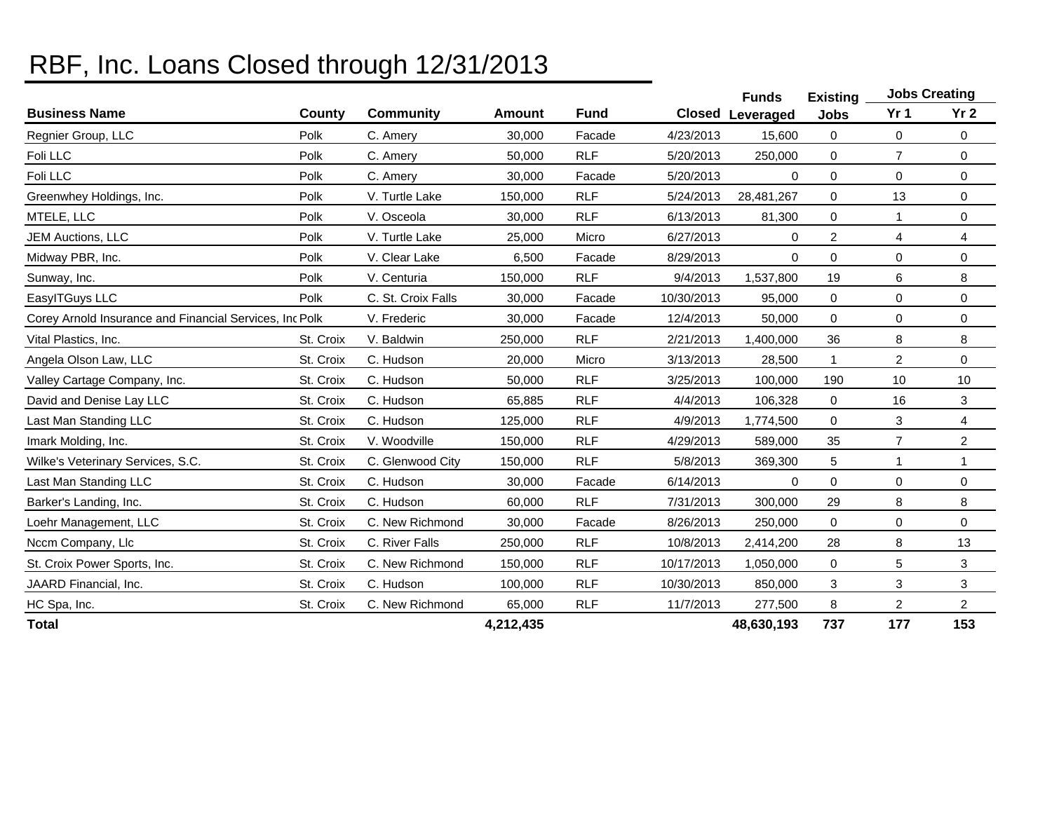# RBF, Inc. Loans Closed through 12/31/2013

| Business Name | County | Community | Amount | Fund | Closed | Funds Leveraged | Existing Jobs | Jobs Creating | |
|---|---|---|---|---|---|---|---|---|---|
| | | | | | | | | Yr 1 | Yr 2 |
| Regnier Group, LLC | Polk | C. Amery | 30,000 | Facade | 4/23/2013 | 15,600 | 0 | 0 | 0 |
| Foli LLC | Polk | C. Amery | 50,000 | RLF | 5/20/2013 | 250,000 | 0 | 7 | 0 |
| Foli LLC | Polk | C. Amery | 30,000 | Facade | 5/20/2013 | 0 | 0 | 0 | 0 |
| Greenwhey Holdings, Inc. | Polk | V. Turtle Lake | 150,000 | RLF | 5/24/2013 | 28,481,267 | 0 | 13 | 0 |
| MTELE, LLC | Polk | V. Osceola | 30,000 | RLF | 6/13/2013 | 81,300 | 0 | 1 | 0 |
| JEM Auctions, LLC | Polk | V. Turtle Lake | 25,000 | Micro | 6/27/2013 | 0 | 2 | 4 | 4 |
| Midway PBR, Inc. | Polk | V. Clear Lake | 6,500 | Facade | 8/29/2013 | 0 | 0 | 0 | 0 |
| Sunway, Inc. | Polk | V. Centuria | 150,000 | RLF | 9/4/2013 | 1,537,800 | 19 | 6 | 8 |
| EasyITGuys LLC | Polk | C. St. Croix Falls | 30,000 | Facade | 10/30/2013 | 95,000 | 0 | 0 | 0 |
| Corey Arnold Insurance and Financial Services, Inc | Polk | V. Frederic | 30,000 | Facade | 12/4/2013 | 50,000 | 0 | 0 | 0 |
| Vital Plastics, Inc. | St. Croix | V. Baldwin | 250,000 | RLF | 2/21/2013 | 1,400,000 | 36 | 8 | 8 |
| Angela Olson Law, LLC | St. Croix | C. Hudson | 20,000 | Micro | 3/13/2013 | 28,500 | 1 | 2 | 0 |
| Valley Cartage Company, Inc. | St. Croix | C. Hudson | 50,000 | RLF | 3/25/2013 | 100,000 | 190 | 10 | 10 |
| David and Denise Lay LLC | St. Croix | C. Hudson | 65,885 | RLF | 4/4/2013 | 106,328 | 0 | 16 | 3 |
| Last Man Standing LLC | St. Croix | C. Hudson | 125,000 | RLF | 4/9/2013 | 1,774,500 | 0 | 3 | 4 |
| Imark Molding, Inc. | St. Croix | V. Woodville | 150,000 | RLF | 4/29/2013 | 589,000 | 35 | 7 | 2 |
| Wilke's Veterinary Services, S.C. | St. Croix | C. Glenwood City | 150,000 | RLF | 5/8/2013 | 369,300 | 5 | 1 | 1 |
| Last Man Standing LLC | St. Croix | C. Hudson | 30,000 | Facade | 6/14/2013 | 0 | 0 | 0 | 0 |
| Barker's Landing, Inc. | St. Croix | C. Hudson | 60,000 | RLF | 7/31/2013 | 300,000 | 29 | 8 | 8 |
| Loehr Management, LLC | St. Croix | C. New Richmond | 30,000 | Facade | 8/26/2013 | 250,000 | 0 | 0 | 0 |
| Nccm Company, Llc | St. Croix | C. River Falls | 250,000 | RLF | 10/8/2013 | 2,414,200 | 28 | 8 | 13 |
| St. Croix Power Sports, Inc. | St. Croix | C. New Richmond | 150,000 | RLF | 10/17/2013 | 1,050,000 | 0 | 5 | 3 |
| JAARD Financial, Inc. | St. Croix | C. Hudson | 100,000 | RLF | 10/30/2013 | 850,000 | 3 | 3 | 3 |
| HC Spa, Inc. | St. Croix | C. New Richmond | 65,000 | RLF | 11/7/2013 | 277,500 | 8 | 2 | 2 |
| **Total** | | | **4,212,435** | | | **48,630,193** | **737** | **177** | **153** |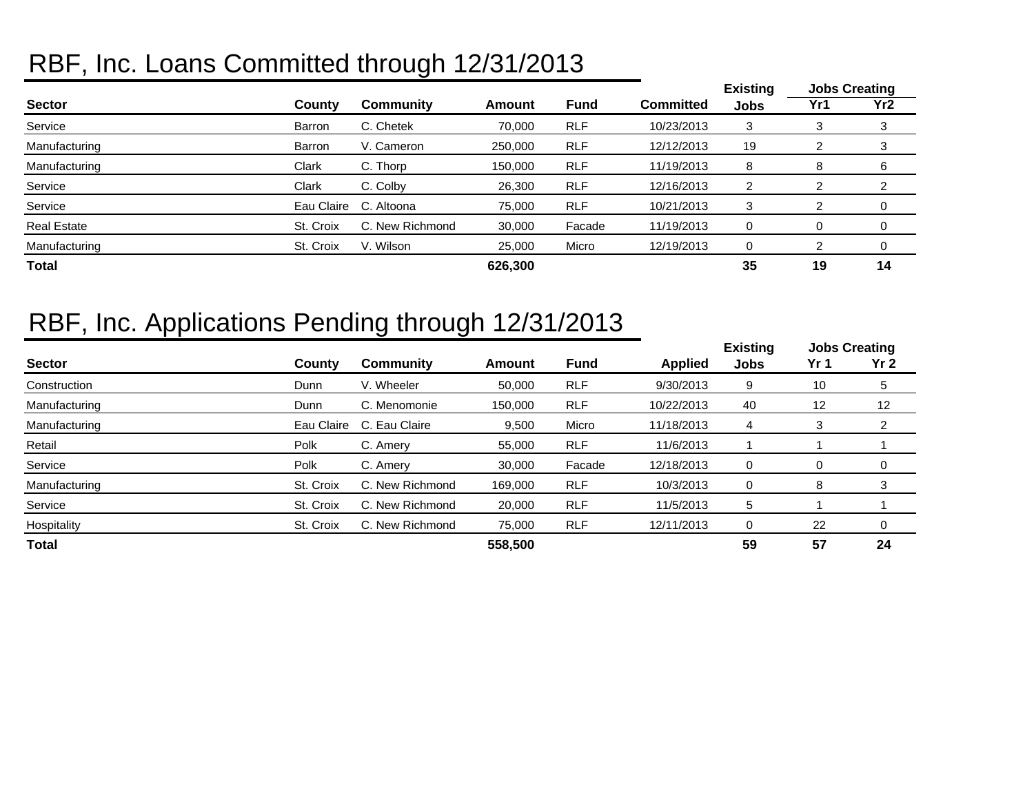# RBF, Inc. Loans Committed through 12/31/2013

| Sector | County | Community | Amount | Fund | Committed | Existing Jobs | Jobs Creating Yr1 | Jobs Creating Yr2 |
|---|---|---|---|---|---|---|---|---|
| Service | Barron | C. Chetek | 70,000 | RLF | 10/23/2013 | 3 | 3 | 3 |
| Manufacturing | Barron | V. Cameron | 250,000 | RLF | 12/12/2013 | 19 | 2 | 3 |
| Manufacturing | Clark | C. Thorp | 150,000 | RLF | 11/19/2013 | 8 | 8 | 6 |
| Service | Clark | C. Colby | 26,300 | RLF | 12/16/2013 | 2 | 2 | 2 |
| Service | Eau Claire | C. Altoona | 75,000 | RLF | 10/21/2013 | 3 | 2 | 0 |
| Real Estate | St. Croix | C. New Richmond | 30,000 | Facade | 11/19/2013 | 0 | 0 | 0 |
| Manufacturing | St. Croix | V. Wilson | 25,000 | Micro | 12/19/2013 | 0 | 2 | 0 |
| **Total** | | | **626,300** | | | **35** | **19** | **14** |

# RBF, Inc. Applications Pending through 12/31/2013

| Sector | County | Community | Amount | Fund | Applied | Existing Jobs | Jobs Creating Yr 1 | Jobs Creating Yr 2 |
|---|---|---|---|---|---|---|---|---|
| Construction | Dunn | V. Wheeler | 50,000 | RLF | 9/30/2013 | 9 | 10 | 5 |
| Manufacturing | Dunn | C. Menomonie | 150,000 | RLF | 10/22/2013 | 40 | 12 | 12 |
| Manufacturing | Eau Claire | C. Eau Claire | 9,500 | Micro | 11/18/2013 | 4 | 3 | 2 |
| Retail | Polk | C. Amery | 55,000 | RLF | 11/6/2013 | 1 | 1 | 1 |
| Service | Polk | C. Amery | 30,000 | Facade | 12/18/2013 | 0 | 0 | 0 |
| Manufacturing | St. Croix | C. New Richmond | 169,000 | RLF | 10/3/2013 | 0 | 8 | 3 |
| Service | St. Croix | C. New Richmond | 20,000 | RLF | 11/5/2013 | 5 | 1 | 1 |
| Hospitality | St. Croix | C. New Richmond | 75,000 | RLF | 12/11/2013 | 0 | 22 | 0 |
| **Total** | | | **558,500** | | | **59** | **57** | **24** |